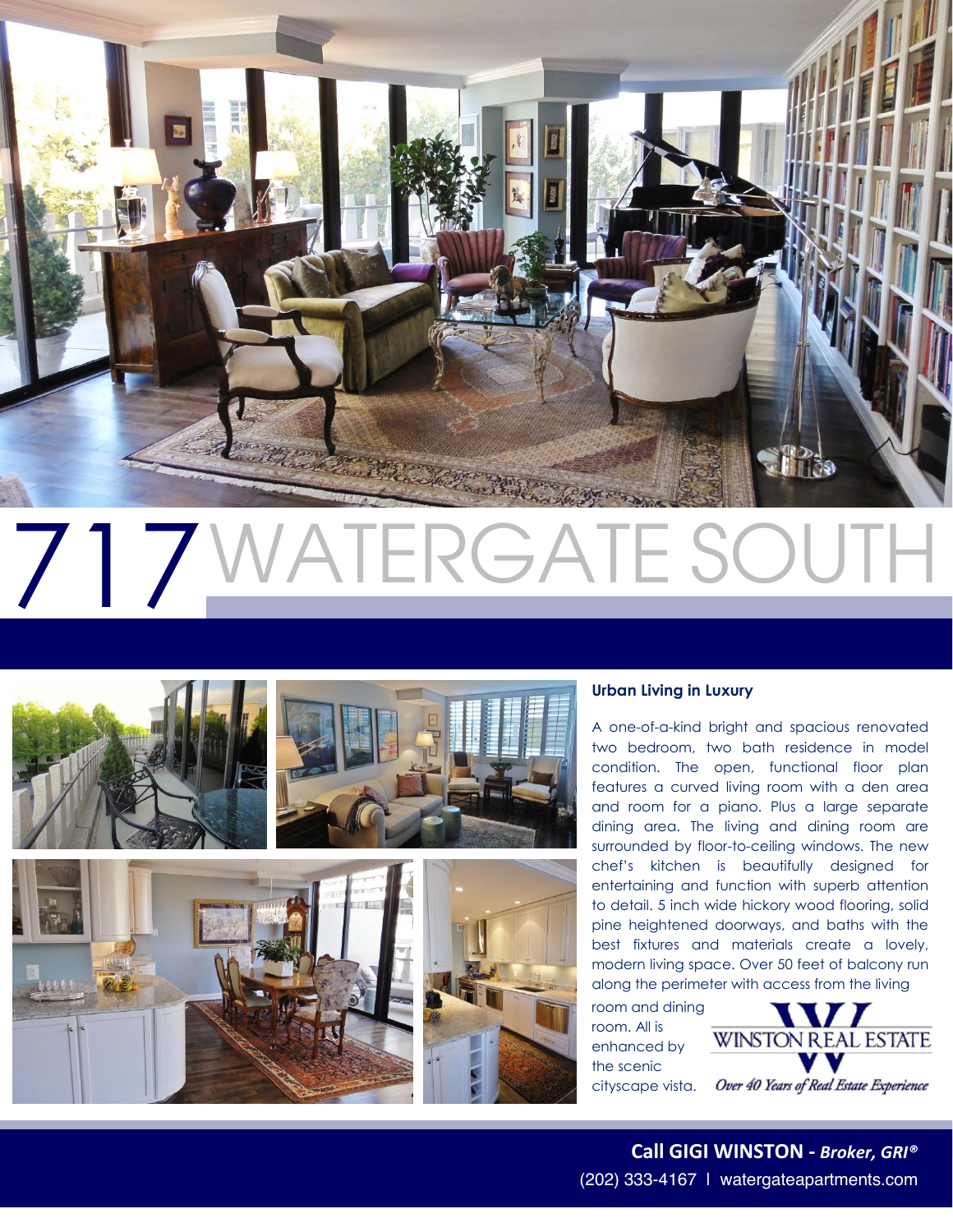# 717 WATERGATE SOUTH

**Urban Living in Luxury**

A one-of-a-kind bright and spacious renovated two bedroom, two bath residence in model condition. The open, functional floor plan features a curved living room with a den area and room for a piano. Plus a large separate dining area. The living and dining room are surrounded by floor-to-ceiling windows. The new chef's kitchen is beautifully designed for entertaining and function with superb attention to detail. 5 inch wide hickory wood flooring, solid pine heightened doorways, and baths with the best fixtures and materials create a lovely, modern living space. Over 50 feet of balcony run along the perimeter with access from the living room and dining room. All is enhanced by the scenic cityscape vista.

WINSTON REAL ESTATE

*Over 40 Years of Real Estate Experience*

**Call GIGI WINSTON -** ***Broker, GRI®***

(202) 333-4167 | watergateapartments.com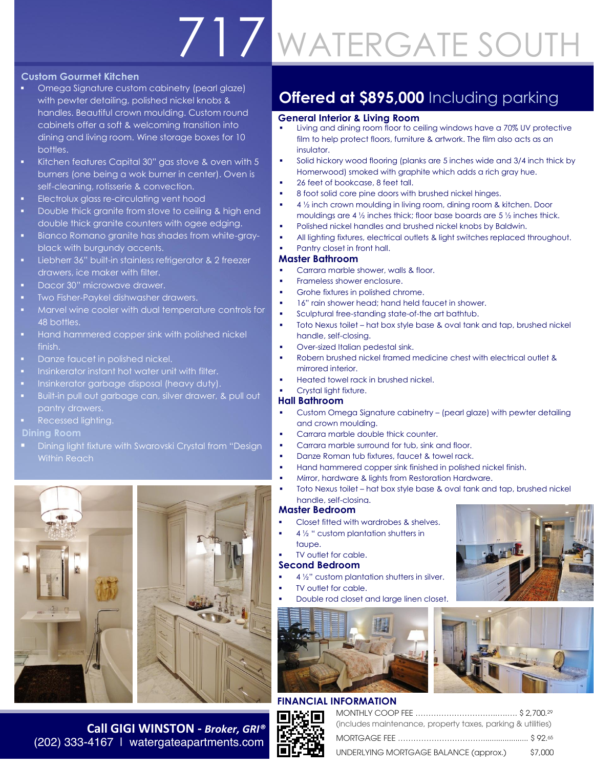# 717 WATERGATE SOUTH

## Custom Gourmet Kitchen

- Omega Signature custom cabinetry (pearl glaze) with pewter detailing, polished nickel knobs & handles. Beautiful crown moulding. Custom round cabinets offer a soft & welcoming transition into dining and living room. Wine storage boxes for 10 bottles.
- Kitchen features Capital 30" gas stove & oven with 5 burners (one being a wok burner in center). Oven is self-cleaning, rotisserie & convection.
- Electrolux glass re-circulating vent hood
- Double thick granite from stove to ceiling & high end double thick granite counters with ogee edging.
- Bianco Romano granite has shades from white-gray-black with burgundy accents.
- Liebherr 36" built-in stainless refrigerator & 2 freezer drawers, ice maker with filter.
- Dacor 30" microwave drawer.
- Two Fisher-Paykel dishwasher drawers.
- Marvel wine cooler with dual temperature controls for 48 bottles.
- Hand hammered copper sink with polished nickel finish.
- Danze faucet in polished nickel.
- Insinkerator instant hot water unit with filter.
- Insinkerator garbage disposal (heavy duty).
- Built-in pull out garbage can, silver drawer, & pull out pantry drawers.
- Recessed lighting.

## Dining Room

- Dining light fixture with Swarovski Crystal from "Design Within Reach

## Offered at $895,000 Including parking

## General Interior & Living Room

- Living and dining room floor to ceiling windows have a 70% UV protective film to help protect floors, furniture & artwork. The film also acts as an insulator.
- Solid hickory wood flooring (planks are 5 inches wide and 3/4 inch thick by Homerwood) smoked with graphite which adds a rich gray hue.
- 26 feet of bookcase, 8 feet tall.
- 8 foot solid core pine doors with brushed nickel hinges.
- 4 ½ inch crown moulding in living room, dining room & kitchen. Door mouldings are 4 ½ inches thick; floor base boards are 5 ½ inches thick.
- Polished nickel handles and brushed nickel knobs by Baldwin.
- All lighting fixtures, electrical outlets & light switches replaced throughout.
- Pantry closet in front hall.

## Master Bathroom

- Carrara marble shower, walls & floor.
- Frameless shower enclosure.
- Grohe fixtures in polished chrome.
- 16" rain shower head; hand held faucet in shower.
- Sculptural free-standing state-of-the art bathtub.
- Toto Nexus toilet – hat box style base & oval tank and tap, brushed nickel handle, self-closing.
- Over-sized Italian pedestal sink.
- Robern brushed nickel framed medicine chest with electrical outlet & mirrored interior.
- Heated towel rack in brushed nickel.
- Crystal light fixture.

## Hall Bathroom

- Custom Omega Signature cabinetry – (pearl glaze) with pewter detailing and crown moulding.
- Carrara marble double thick counter.
- Carrara marble surround for tub, sink and floor.
- Danze Roman tub fixtures, faucet & towel rack.
- Hand hammered copper sink finished in polished nickel finish.
- Mirror, hardware & lights from Restoration Hardware.
- Toto Nexus toilet – hat box style base & oval tank and tap, brushed nickel handle, self-closing.

## Master Bedroom

- Closet fitted with wardrobes & shelves.
- 4 ½ " custom plantation shutters in taupe.
- TV outlet for cable.

## Second Bedroom

- 4 ½" custom plantation shutters in silver.
- TV outlet for cable.
- Double rod closet and large linen closet.

## FINANCIAL INFORMATION

| | |
|---|---|
| MONTHLY COOP FEE (includes maintenance, property taxes, parking & utilities) | $ 2,700.29 |
| MORTGAGE FEE | $ 92.65 |
| UNDERLYING MORTGAGE BALANCE (approx.) | $7,000 |

**Call GIGI WINSTON** - *Broker, GRI®*
(202) 333-4167 | watergateapartments.com